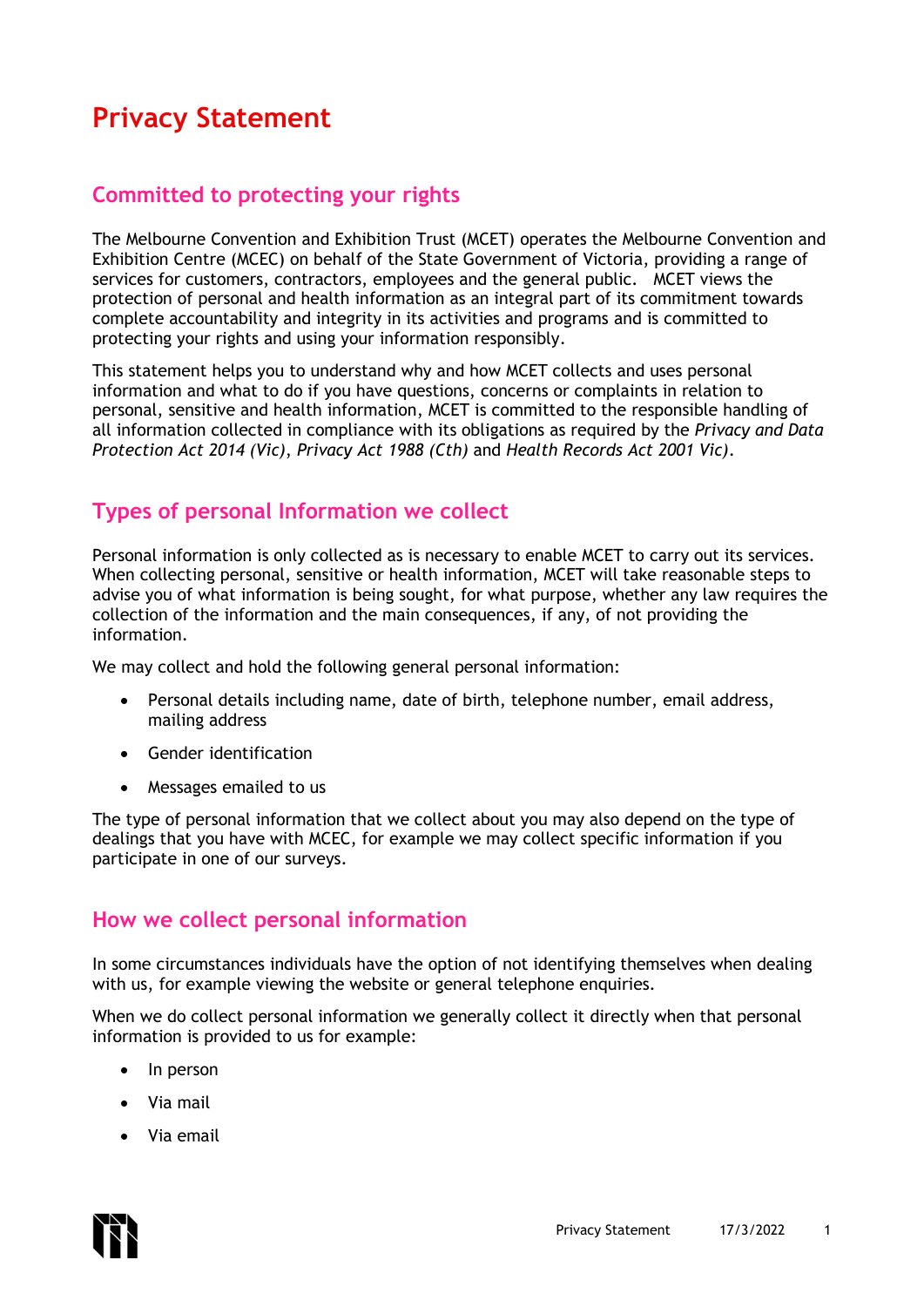# Privacy Statement

## Committed to protecting your rights

The Melbourne Convention and Exhibition Trust (MCET) operates the Melbourne Convention and Exhibition Centre (MCEC) on behalf of the State Government of Victoria, providing a range of services for customers, contractors, employees and the general public. MCET views the protection of personal and health information as an integral part of its commitment towards complete accountability and integrity in its activities and programs and is committed to protecting your rights and using your information responsibly.

This statement helps you to understand why and how MCET collects and uses personal information and what to do if you have questions, concerns or complaints in relation to personal, sensitive and health information, MCET is committed to the responsible handling of all information collected in compliance with its obligations as required by the *Privacy and Data Protection Act 2014 (Vic)*, *Privacy Act 1988 (Cth)* and *Health Records Act 2001 Vic)*.

## Types of personal Information we collect

Personal information is only collected as is necessary to enable MCET to carry out its services. When collecting personal, sensitive or health information, MCET will take reasonable steps to advise you of what information is being sought, for what purpose, whether any law requires the collection of the information and the main consequences, if any, of not providing the information.

We may collect and hold the following general personal information:

- Personal details including name, date of birth, telephone number, email address, mailing address
- Gender identification
- Messages emailed to us

The type of personal information that we collect about you may also depend on the type of dealings that you have with MCEC, for example we may collect specific information if you participate in one of our surveys.

## How we collect personal information

In some circumstances individuals have the option of not identifying themselves when dealing with us, for example viewing the website or general telephone enquiries.

When we do collect personal information we generally collect it directly when that personal information is provided to us for example:

- In person
- Via mail
- Via email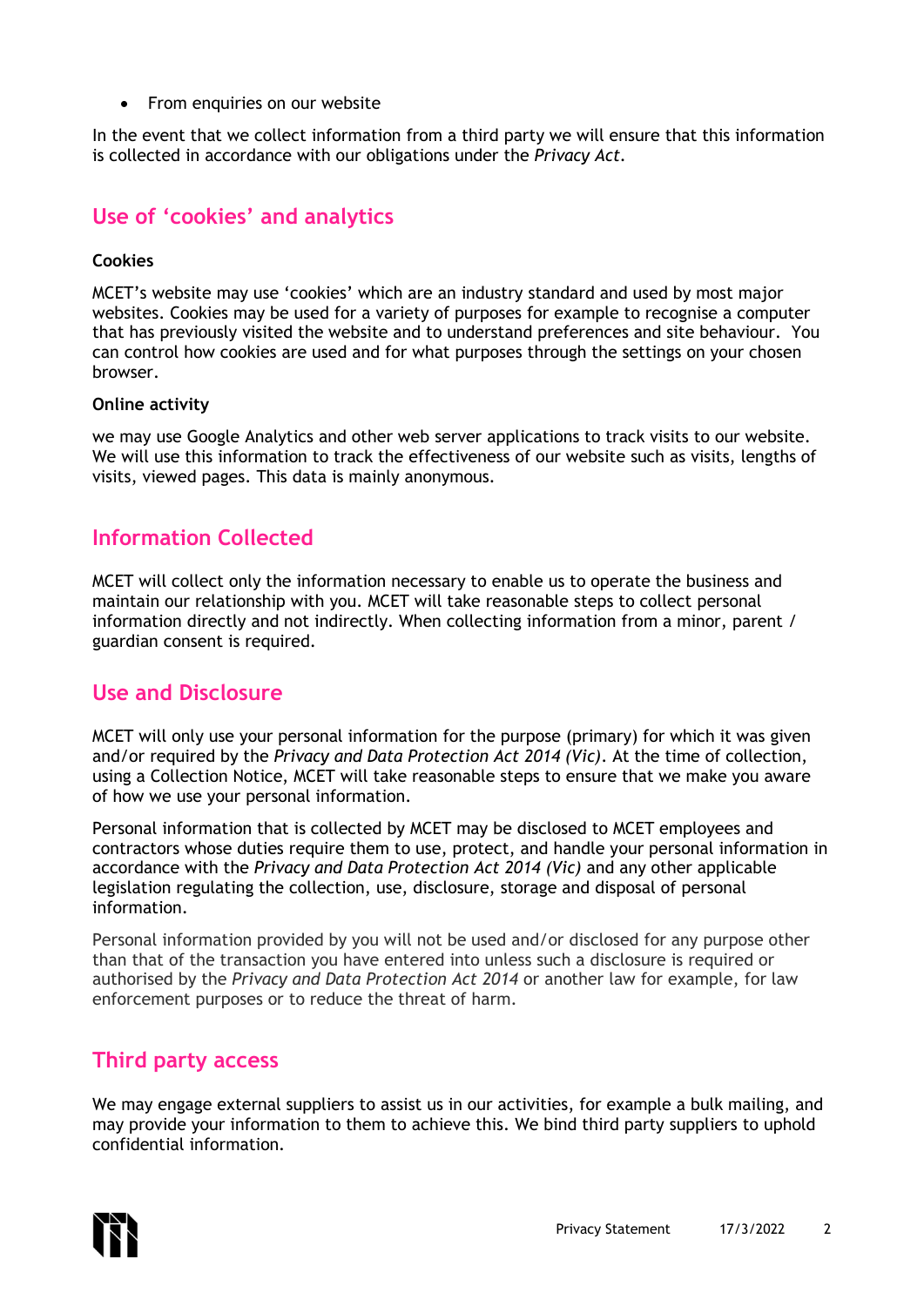- From enquiries on our website

In the event that we collect information from a third party we will ensure that this information is collected in accordance with our obligations under the *Privacy Act*.

## Use of 'cookies' and analytics

**Cookies**

MCET's website may use 'cookies' which are an industry standard and used by most major websites. Cookies may be used for a variety of purposes for example to recognise a computer that has previously visited the website and to understand preferences and site behaviour. You can control how cookies are used and for what purposes through the settings on your chosen browser.

**Online activity**

we may use Google Analytics and other web server applications to track visits to our website. We will use this information to track the effectiveness of our website such as visits, lengths of visits, viewed pages. This data is mainly anonymous.

## Information Collected

MCET will collect only the information necessary to enable us to operate the business and maintain our relationship with you. MCET will take reasonable steps to collect personal information directly and not indirectly. When collecting information from a minor, parent / guardian consent is required.

## Use and Disclosure

MCET will only use your personal information for the purpose (primary) for which it was given and/or required by the *Privacy and Data Protection Act 2014 (Vic)*. At the time of collection, using a Collection Notice, MCET will take reasonable steps to ensure that we make you aware of how we use your personal information.

Personal information that is collected by MCET may be disclosed to MCET employees and contractors whose duties require them to use, protect, and handle your personal information in accordance with the *Privacy and Data Protection Act 2014 (Vic)* and any other applicable legislation regulating the collection, use, disclosure, storage and disposal of personal information.

Personal information provided by you will not be used and/or disclosed for any purpose other than that of the transaction you have entered into unless such a disclosure is required or authorised by the *Privacy and Data Protection Act 2014* or another law for example, for law enforcement purposes or to reduce the threat of harm.

## Third party access

We may engage external suppliers to assist us in our activities, for example a bulk mailing, and may provide your information to them to achieve this. We bind third party suppliers to uphold confidential information.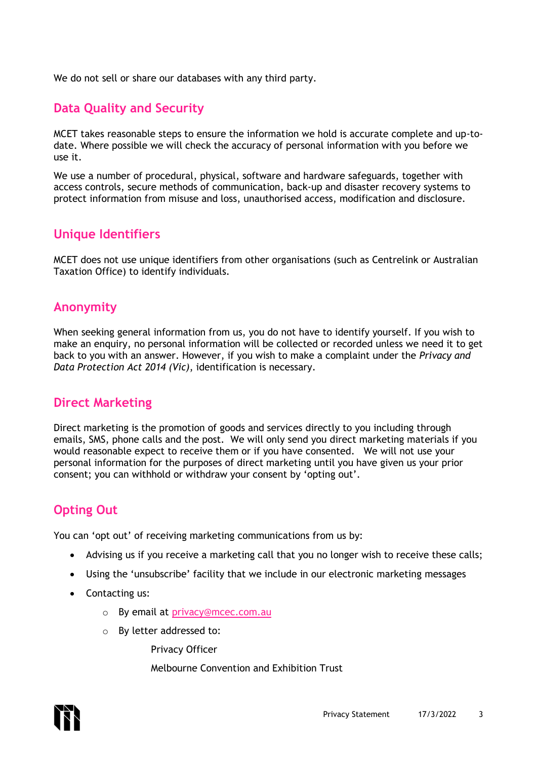We do not sell or share our databases with any third party.

## Data Quality and Security

MCET takes reasonable steps to ensure the information we hold is accurate complete and up-to-date. Where possible we will check the accuracy of personal information with you before we use it.

We use a number of procedural, physical, software and hardware safeguards, together with access controls, secure methods of communication, back-up and disaster recovery systems to protect information from misuse and loss, unauthorised access, modification and disclosure.

## Unique Identifiers

MCET does not use unique identifiers from other organisations (such as Centrelink or Australian Taxation Office) to identify individuals.

## Anonymity

When seeking general information from us, you do not have to identify yourself. If you wish to make an enquiry, no personal information will be collected or recorded unless we need it to get back to you with an answer. However, if you wish to make a complaint under the *Privacy and Data Protection Act 2014 (Vic)*, identification is necessary.

## Direct Marketing

Direct marketing is the promotion of goods and services directly to you including through emails, SMS, phone calls and the post. We will only send you direct marketing materials if you would reasonable expect to receive them or if you have consented. We will not use your personal information for the purposes of direct marketing until you have given us your prior consent; you can withhold or withdraw your consent by 'opting out'.

## Opting Out

You can 'opt out' of receiving marketing communications from us by:

- Advising us if you receive a marketing call that you no longer wish to receive these calls;
- Using the 'unsubscribe' facility that we include in our electronic marketing messages
- Contacting us:
  - By email at privacy@mcec.com.au
  - By letter addressed to:

    Privacy Officer

    Melbourne Convention and Exhibition Trust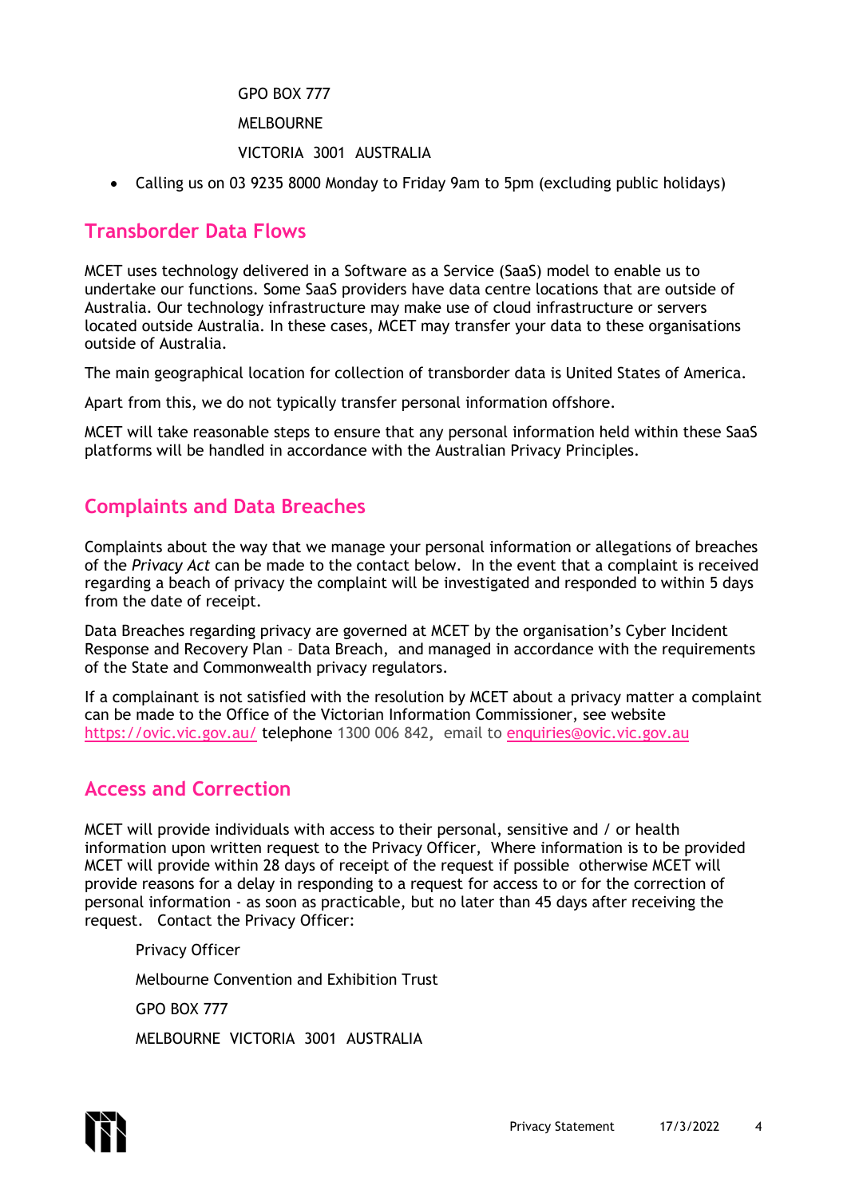GPO BOX 777

MELBOURNE

VICTORIA 3001 AUSTRALIA

- Calling us on 03 9235 8000 Monday to Friday 9am to 5pm (excluding public holidays)

## Transborder Data Flows

MCET uses technology delivered in a Software as a Service (SaaS) model to enable us to undertake our functions. Some SaaS providers have data centre locations that are outside of Australia. Our technology infrastructure may make use of cloud infrastructure or servers located outside Australia. In these cases, MCET may transfer your data to these organisations outside of Australia.

The main geographical location for collection of transborder data is United States of America.

Apart from this, we do not typically transfer personal information offshore.

MCET will take reasonable steps to ensure that any personal information held within these SaaS platforms will be handled in accordance with the Australian Privacy Principles.

## Complaints and Data Breaches

Complaints about the way that we manage your personal information or allegations of breaches of the *Privacy Act* can be made to the contact below. In the event that a complaint is received regarding a beach of privacy the complaint will be investigated and responded to within 5 days from the date of receipt.

Data Breaches regarding privacy are governed at MCET by the organisation's Cyber Incident Response and Recovery Plan – Data Breach, and managed in accordance with the requirements of the State and Commonwealth privacy regulators.

If a complainant is not satisfied with the resolution by MCET about a privacy matter a complaint can be made to the Office of the Victorian Information Commissioner, see website https://ovic.vic.gov.au/ telephone 1300 006 842, email to enquiries@ovic.vic.gov.au

## Access and Correction

MCET will provide individuals with access to their personal, sensitive and / or health information upon written request to the Privacy Officer, Where information is to be provided MCET will provide within 28 days of receipt of the request if possible otherwise MCET will provide reasons for a delay in responding to a request for access to or for the correction of personal information - as soon as practicable, but no later than 45 days after receiving the request. Contact the Privacy Officer:

Privacy Officer

Melbourne Convention and Exhibition Trust

GPO BOX 777

MELBOURNE VICTORIA 3001 AUSTRALIA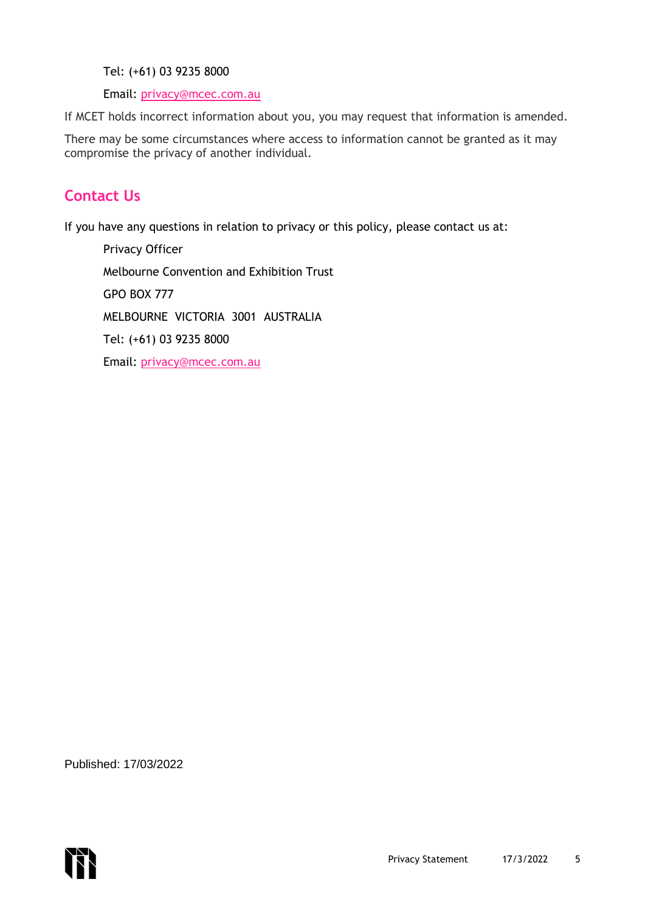Tel: (+61) 03 9235 8000

Email: privacy@mcec.com.au

If MCET holds incorrect information about you, you may request that information is amended.

There may be some circumstances where access to information cannot be granted as it may compromise the privacy of another individual.

## Contact Us

If you have any questions in relation to privacy or this policy, please contact us at:

Privacy Officer

Melbourne Convention and Exhibition Trust

GPO BOX 777

MELBOURNE VICTORIA 3001 AUSTRALIA

Tel: (+61) 03 9235 8000

Email: privacy@mcec.com.au

Published: 17/03/2022